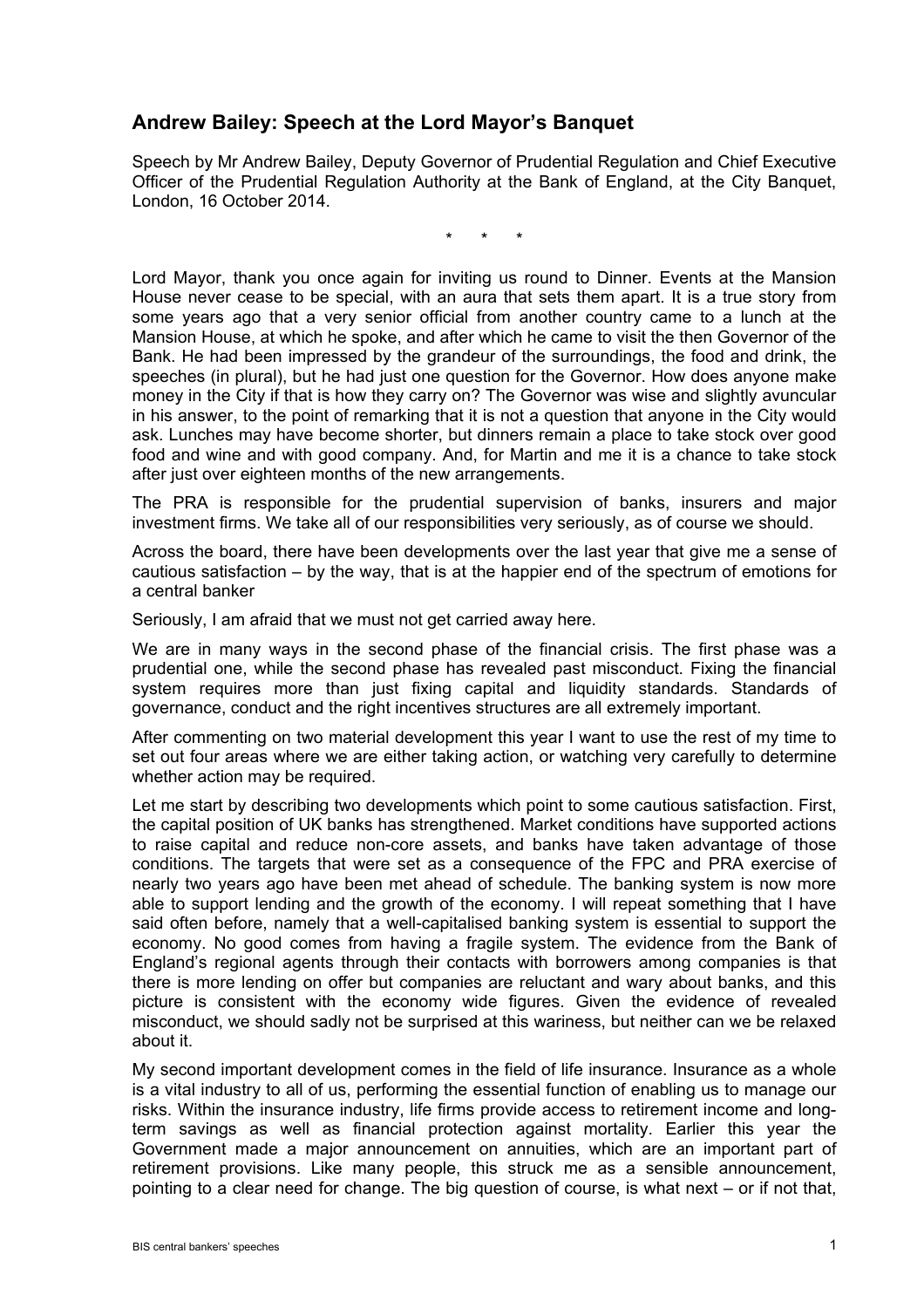## Andrew Bailey: Speech at the Lord Mayor's Banquet

Speech by Mr Andrew Bailey, Deputy Governor of Prudential Regulation and Chief Executive Officer of the Prudential Regulation Authority at the Bank of England, at the City Banquet, London, 16 October 2014.

\* \* \*

Lord Mayor, thank you once again for inviting us round to Dinner. Events at the Mansion House never cease to be special, with an aura that sets them apart. It is a true story from some years ago that a very senior official from another country came to a lunch at the Mansion House, at which he spoke, and after which he came to visit the then Governor of the Bank. He had been impressed by the grandeur of the surroundings, the food and drink, the speeches (in plural), but he had just one question for the Governor. How does anyone make money in the City if that is how they carry on? The Governor was wise and slightly avuncular in his answer, to the point of remarking that it is not a question that anyone in the City would ask. Lunches may have become shorter, but dinners remain a place to take stock over good food and wine and with good company. And, for Martin and me it is a chance to take stock after just over eighteen months of the new arrangements.

The PRA is responsible for the prudential supervision of banks, insurers and major investment firms. We take all of our responsibilities very seriously, as of course we should.

Across the board, there have been developments over the last year that give me a sense of cautious satisfaction – by the way, that is at the happier end of the spectrum of emotions for a central banker

Seriously, I am afraid that we must not get carried away here.

We are in many ways in the second phase of the financial crisis. The first phase was a prudential one, while the second phase has revealed past misconduct. Fixing the financial system requires more than just fixing capital and liquidity standards. Standards of governance, conduct and the right incentives structures are all extremely important.

After commenting on two material development this year I want to use the rest of my time to set out four areas where we are either taking action, or watching very carefully to determine whether action may be required.

Let me start by describing two developments which point to some cautious satisfaction. First, the capital position of UK banks has strengthened. Market conditions have supported actions to raise capital and reduce non-core assets, and banks have taken advantage of those conditions. The targets that were set as a consequence of the FPC and PRA exercise of nearly two years ago have been met ahead of schedule. The banking system is now more able to support lending and the growth of the economy. I will repeat something that I have said often before, namely that a well-capitalised banking system is essential to support the economy. No good comes from having a fragile system. The evidence from the Bank of England's regional agents through their contacts with borrowers among companies is that there is more lending on offer but companies are reluctant and wary about banks, and this picture is consistent with the economy wide figures. Given the evidence of revealed misconduct, we should sadly not be surprised at this wariness, but neither can we be relaxed about it.

My second important development comes in the field of life insurance. Insurance as a whole is a vital industry to all of us, performing the essential function of enabling us to manage our risks. Within the insurance industry, life firms provide access to retirement income and long-term savings as well as financial protection against mortality. Earlier this year the Government made a major announcement on annuities, which are an important part of retirement provisions. Like many people, this struck me as a sensible announcement, pointing to a clear need for change. The big question of course, is what next – or if not that,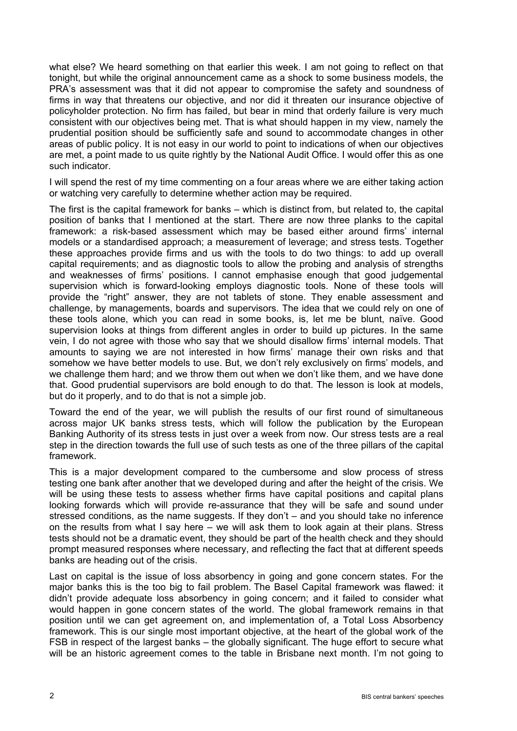what else? We heard something on that earlier this week. I am not going to reflect on that tonight, but while the original announcement came as a shock to some business models, the PRA's assessment was that it did not appear to compromise the safety and soundness of firms in way that threatens our objective, and nor did it threaten our insurance objective of policyholder protection. No firm has failed, but bear in mind that orderly failure is very much consistent with our objectives being met. That is what should happen in my view, namely the prudential position should be sufficiently safe and sound to accommodate changes in other areas of public policy. It is not easy in our world to point to indications of when our objectives are met, a point made to us quite rightly by the National Audit Office. I would offer this as one such indicator.

I will spend the rest of my time commenting on a four areas where we are either taking action or watching very carefully to determine whether action may be required.

The first is the capital framework for banks – which is distinct from, but related to, the capital position of banks that I mentioned at the start. There are now three planks to the capital framework: a risk-based assessment which may be based either around firms' internal models or a standardised approach; a measurement of leverage; and stress tests. Together these approaches provide firms and us with the tools to do two things: to add up overall capital requirements; and as diagnostic tools to allow the probing and analysis of strengths and weaknesses of firms' positions. I cannot emphasise enough that good judgemental supervision which is forward-looking employs diagnostic tools. None of these tools will provide the "right" answer, they are not tablets of stone. They enable assessment and challenge, by managements, boards and supervisors. The idea that we could rely on one of these tools alone, which you can read in some books, is, let me be blunt, naïve. Good supervision looks at things from different angles in order to build up pictures. In the same vein, I do not agree with those who say that we should disallow firms' internal models. That amounts to saying we are not interested in how firms' manage their own risks and that somehow we have better models to use. But, we don't rely exclusively on firms' models, and we challenge them hard; and we throw them out when we don't like them, and we have done that. Good prudential supervisors are bold enough to do that. The lesson is look at models, but do it properly, and to do that is not a simple job.

Toward the end of the year, we will publish the results of our first round of simultaneous across major UK banks stress tests, which will follow the publication by the European Banking Authority of its stress tests in just over a week from now. Our stress tests are a real step in the direction towards the full use of such tests as one of the three pillars of the capital framework.

This is a major development compared to the cumbersome and slow process of stress testing one bank after another that we developed during and after the height of the crisis. We will be using these tests to assess whether firms have capital positions and capital plans looking forwards which will provide re-assurance that they will be safe and sound under stressed conditions, as the name suggests. If they don't – and you should take no inference on the results from what I say here – we will ask them to look again at their plans. Stress tests should not be a dramatic event, they should be part of the health check and they should prompt measured responses where necessary, and reflecting the fact that at different speeds banks are heading out of the crisis.

Last on capital is the issue of loss absorbency in going and gone concern states. For the major banks this is the too big to fail problem. The Basel Capital framework was flawed: it didn't provide adequate loss absorbency in going concern; and it failed to consider what would happen in gone concern states of the world. The global framework remains in that position until we can get agreement on, and implementation of, a Total Loss Absorbency framework. This is our single most important objective, at the heart of the global work of the FSB in respect of the largest banks – the globally significant. The huge effort to secure what will be an historic agreement comes to the table in Brisbane next month. I'm not going to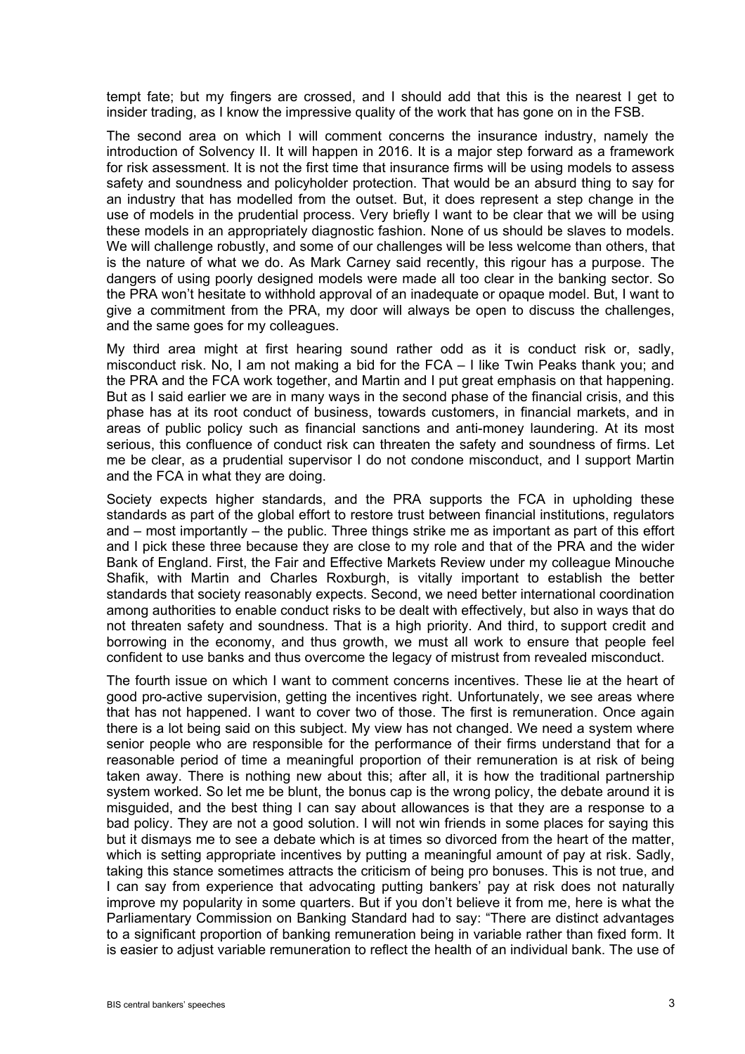tempt fate; but my fingers are crossed, and I should add that this is the nearest I get to insider trading, as I know the impressive quality of the work that has gone on in the FSB.

The second area on which I will comment concerns the insurance industry, namely the introduction of Solvency II. It will happen in 2016. It is a major step forward as a framework for risk assessment. It is not the first time that insurance firms will be using models to assess safety and soundness and policyholder protection. That would be an absurd thing to say for an industry that has modelled from the outset. But, it does represent a step change in the use of models in the prudential process. Very briefly I want to be clear that we will be using these models in an appropriately diagnostic fashion. None of us should be slaves to models. We will challenge robustly, and some of our challenges will be less welcome than others, that is the nature of what we do. As Mark Carney said recently, this rigour has a purpose. The dangers of using poorly designed models were made all too clear in the banking sector. So the PRA won't hesitate to withhold approval of an inadequate or opaque model. But, I want to give a commitment from the PRA, my door will always be open to discuss the challenges, and the same goes for my colleagues.

My third area might at first hearing sound rather odd as it is conduct risk or, sadly, misconduct risk. No, I am not making a bid for the FCA – I like Twin Peaks thank you; and the PRA and the FCA work together, and Martin and I put great emphasis on that happening. But as I said earlier we are in many ways in the second phase of the financial crisis, and this phase has at its root conduct of business, towards customers, in financial markets, and in areas of public policy such as financial sanctions and anti-money laundering. At its most serious, this confluence of conduct risk can threaten the safety and soundness of firms. Let me be clear, as a prudential supervisor I do not condone misconduct, and I support Martin and the FCA in what they are doing.

Society expects higher standards, and the PRA supports the FCA in upholding these standards as part of the global effort to restore trust between financial institutions, regulators and – most importantly – the public. Three things strike me as important as part of this effort and I pick these three because they are close to my role and that of the PRA and the wider Bank of England. First, the Fair and Effective Markets Review under my colleague Minouche Shafik, with Martin and Charles Roxburgh, is vitally important to establish the better standards that society reasonably expects. Second, we need better international coordination among authorities to enable conduct risks to be dealt with effectively, but also in ways that do not threaten safety and soundness. That is a high priority. And third, to support credit and borrowing in the economy, and thus growth, we must all work to ensure that people feel confident to use banks and thus overcome the legacy of mistrust from revealed misconduct.

The fourth issue on which I want to comment concerns incentives. These lie at the heart of good pro-active supervision, getting the incentives right. Unfortunately, we see areas where that has not happened. I want to cover two of those. The first is remuneration. Once again there is a lot being said on this subject. My view has not changed. We need a system where senior people who are responsible for the performance of their firms understand that for a reasonable period of time a meaningful proportion of their remuneration is at risk of being taken away. There is nothing new about this; after all, it is how the traditional partnership system worked. So let me be blunt, the bonus cap is the wrong policy, the debate around it is misguided, and the best thing I can say about allowances is that they are a response to a bad policy. They are not a good solution. I will not win friends in some places for saying this but it dismays me to see a debate which is at times so divorced from the heart of the matter, which is setting appropriate incentives by putting a meaningful amount of pay at risk. Sadly, taking this stance sometimes attracts the criticism of being pro bonuses. This is not true, and I can say from experience that advocating putting bankers' pay at risk does not naturally improve my popularity in some quarters. But if you don't believe it from me, here is what the Parliamentary Commission on Banking Standard had to say: "There are distinct advantages to a significant proportion of banking remuneration being in variable rather than fixed form. It is easier to adjust variable remuneration to reflect the health of an individual bank. The use of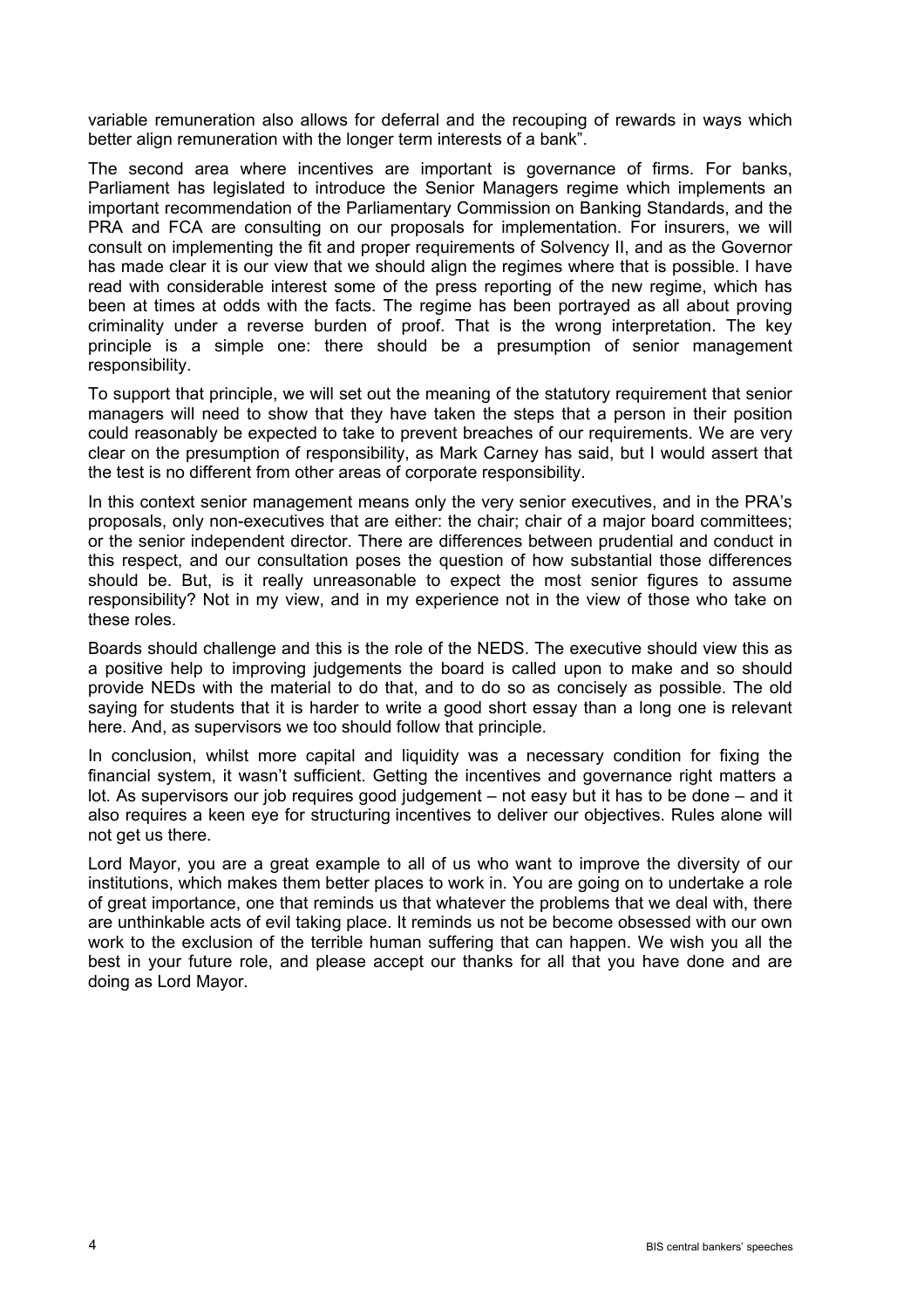variable remuneration also allows for deferral and the recouping of rewards in ways which better align remuneration with the longer term interests of a bank".

The second area where incentives are important is governance of firms. For banks, Parliament has legislated to introduce the Senior Managers regime which implements an important recommendation of the Parliamentary Commission on Banking Standards, and the PRA and FCA are consulting on our proposals for implementation. For insurers, we will consult on implementing the fit and proper requirements of Solvency II, and as the Governor has made clear it is our view that we should align the regimes where that is possible. I have read with considerable interest some of the press reporting of the new regime, which has been at times at odds with the facts. The regime has been portrayed as all about proving criminality under a reverse burden of proof. That is the wrong interpretation. The key principle is a simple one: there should be a presumption of senior management responsibility.

To support that principle, we will set out the meaning of the statutory requirement that senior managers will need to show that they have taken the steps that a person in their position could reasonably be expected to take to prevent breaches of our requirements. We are very clear on the presumption of responsibility, as Mark Carney has said, but I would assert that the test is no different from other areas of corporate responsibility.

In this context senior management means only the very senior executives, and in the PRA's proposals, only non-executives that are either: the chair; chair of a major board committees; or the senior independent director. There are differences between prudential and conduct in this respect, and our consultation poses the question of how substantial those differences should be. But, is it really unreasonable to expect the most senior figures to assume responsibility? Not in my view, and in my experience not in the view of those who take on these roles.

Boards should challenge and this is the role of the NEDS. The executive should view this as a positive help to improving judgements the board is called upon to make and so should provide NEDs with the material to do that, and to do so as concisely as possible. The old saying for students that it is harder to write a good short essay than a long one is relevant here. And, as supervisors we too should follow that principle.

In conclusion, whilst more capital and liquidity was a necessary condition for fixing the financial system, it wasn't sufficient. Getting the incentives and governance right matters a lot. As supervisors our job requires good judgement – not easy but it has to be done – and it also requires a keen eye for structuring incentives to deliver our objectives. Rules alone will not get us there.

Lord Mayor, you are a great example to all of us who want to improve the diversity of our institutions, which makes them better places to work in. You are going on to undertake a role of great importance, one that reminds us that whatever the problems that we deal with, there are unthinkable acts of evil taking place. It reminds us not be become obsessed with our own work to the exclusion of the terrible human suffering that can happen. We wish you all the best in your future role, and please accept our thanks for all that you have done and are doing as Lord Mayor.